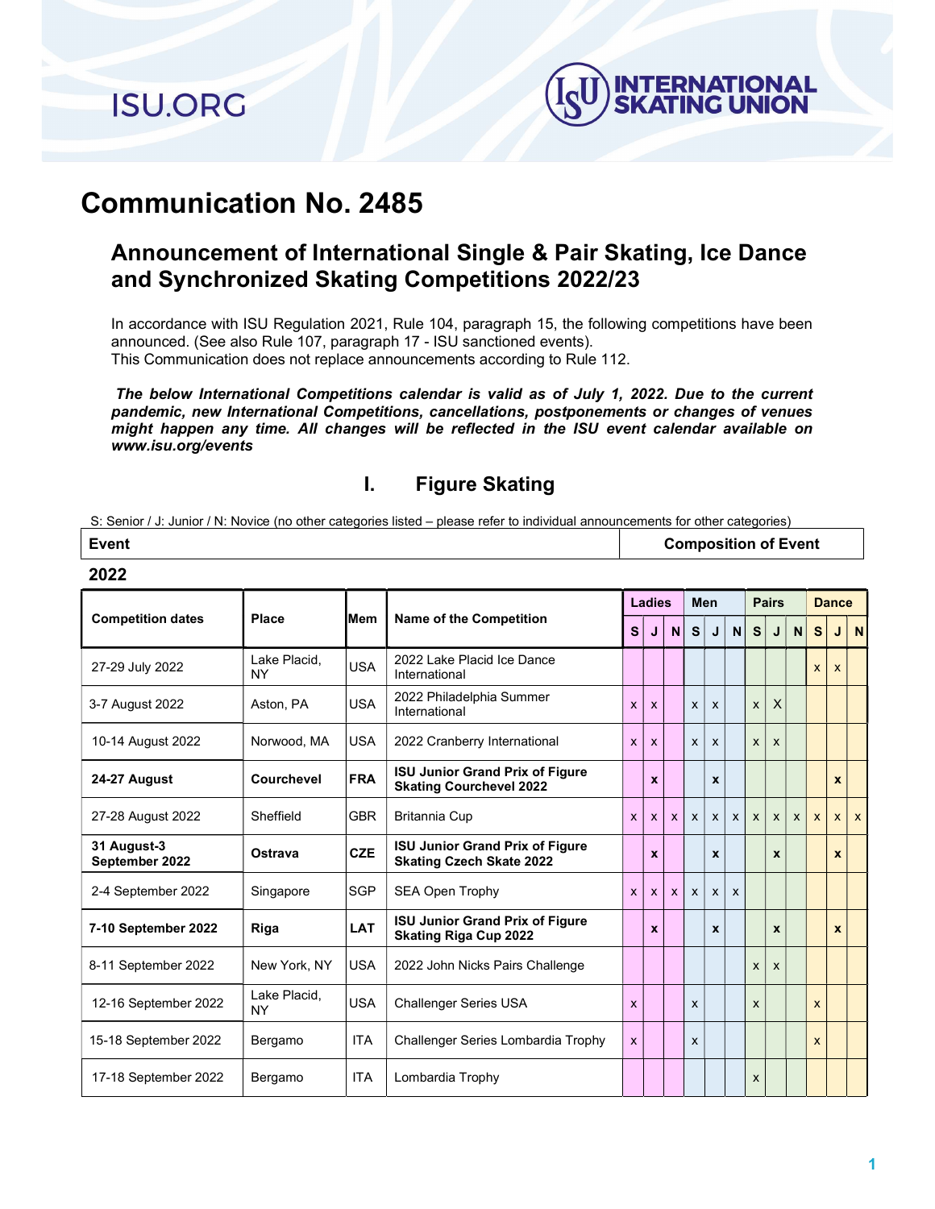# Communication No. 2485

## Announcement of International Single & Pair Skating, Ice Dance and Synchronized Skating Competitions 2022/23

In accordance with ISU Regulation 2021, Rule 104, paragraph 15, the following competitions have been announced. (See also Rule 107, paragraph 17 - ISU sanctioned events).
This Communication does not replace announcements according to Rule 112.

***The below International Competitions calendar is valid as of July 1, 2022. Due to the current pandemic, new International Competitions, cancellations, postponements or changes of venues might happen any time. All changes will be reflected in the ISU event calendar available on www.isu.org/events***

## I. Figure Skating

S: Senior / J: Junior / N: Novice (no other categories listed – please refer to individual announcements for other categories)

| Event | Composition of Event |
|---|---|

**2022**

| Competition dates | Place | Mem | Name of the Competition | Ladies | | | Men | | | Pairs | | | Dance | | |
|---|---|---|---|---|---|---|---|---|---|---|---|---|---|---|---|
| | | | | S | J | N | S | J | N | S | J | N | S | J | N |
| 27-29 July 2022 | Lake Placid, NY | USA | 2022 Lake Placid Ice Dance International | | | | | | | | | | x | x | |
| 3-7 August 2022 | Aston, PA | USA | 2022 Philadelphia Summer International | x | x | | x | x | | x | X | | | | |
| 10-14 August 2022 | Norwood, MA | USA | 2022 Cranberry International | x | x | | x | x | | x | x | | | | |
| **24-27 August** | **Courchevel** | **FRA** | **ISU Junior Grand Prix of Figure Skating Courchevel 2022** | | **x** | | | **x** | | | | | | **x** | |
| 27-28 August 2022 | Sheffield | GBR | Britannia Cup | x | x | x | x | x | x | x | x | x | x | x | x |
| **31 August-3 September 2022** | **Ostrava** | **CZE** | **ISU Junior Grand Prix of Figure Skating Czech Skate 2022** | | **x** | | | **x** | | | **x** | | | **x** | |
| 2-4 September 2022 | Singapore | SGP | SEA Open Trophy | x | x | x | x | x | x | | | | | | |
| **7-10 September 2022** | **Riga** | **LAT** | **ISU Junior Grand Prix of Figure Skating Riga Cup 2022** | | **x** | | | **x** | | | **x** | | | **x** | |
| 8-11 September 2022 | New York, NY | USA | 2022 John Nicks Pairs Challenge | | | | | | | x | x | | | | |
| 12-16 September 2022 | Lake Placid, NY | USA | Challenger Series USA | x | | | x | | | x | | | x | | |
| 15-18 September 2022 | Bergamo | ITA | Challenger Series Lombardia Trophy | x | | | x | | | | | | x | | |
| 17-18 September 2022 | Bergamo | ITA | Lombardia Trophy | | | | | | | x | | | | | |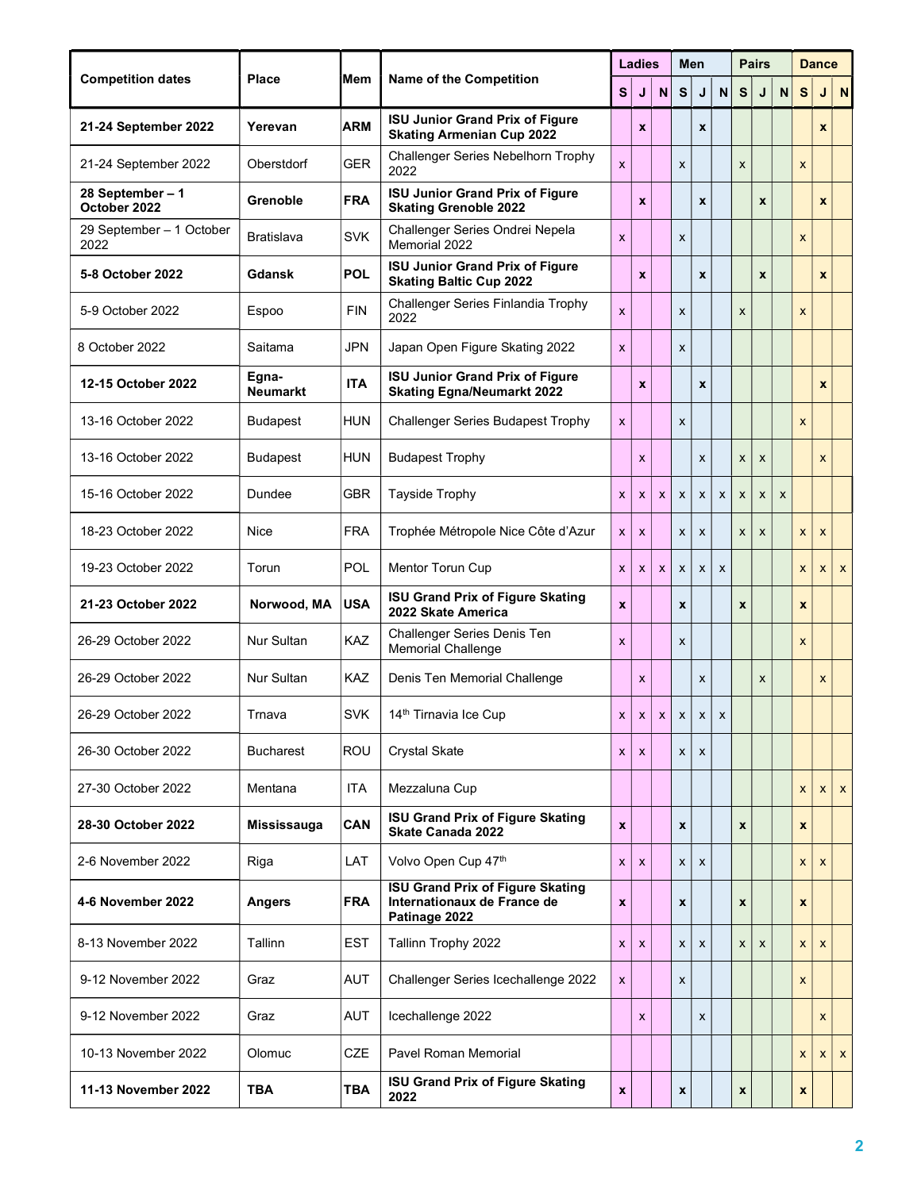| Competition dates | Place | Mem | Name of the Competition | Ladies | | | Men | | | Pairs | | | Dance | | |
|---|---|---|---|---|---|---|---|---|---|---|---|---|---|---|---|
| | | | | S | J | N | S | J | N | S | J | N | S | J | N |
| **21-24 September 2022** | **Yerevan** | **ARM** | **ISU Junior Grand Prix of Figure Skating Armenian Cup 2022** | | **x** | | | **x** | | | | | | **x** | |
| 21-24 September 2022 | Oberstdorf | GER | Challenger Series Nebelhorn Trophy 2022 | x | | | x | | | x | | | x | | |
| **28 September – 1 October 2022** | **Grenoble** | **FRA** | **ISU Junior Grand Prix of Figure Skating Grenoble 2022** | | **x** | | | **x** | | | **x** | | | **x** | |
| 29 September – 1 October 2022 | Bratislava | SVK | Challenger Series Ondrei Nepela Memorial 2022 | x | | | x | | | | | | x | | |
| **5-8 October 2022** | **Gdansk** | **POL** | **ISU Junior Grand Prix of Figure Skating Baltic Cup 2022** | | **x** | | | **x** | | | **x** | | | **x** | |
| 5-9 October 2022 | Espoo | FIN | Challenger Series Finlandia Trophy 2022 | x | | | x | | | x | | | x | | |
| 8 October 2022 | Saitama | JPN | Japan Open Figure Skating 2022 | x | | | x | | | | | | | | |
| **12-15 October 2022** | **Egna-Neumarkt** | **ITA** | **ISU Junior Grand Prix of Figure Skating Egna/Neumarkt 2022** | | **x** | | | **x** | | | | | | **x** | |
| 13-16 October 2022 | Budapest | HUN | Challenger Series Budapest Trophy | x | | | x | | | | | | x | | |
| 13-16 October 2022 | Budapest | HUN | Budapest Trophy | | x | | | x | | x | x | | | x | |
| 15-16 October 2022 | Dundee | GBR | Tayside Trophy | x | x | x | x | x | x | x | x | x | | | |
| 18-23 October 2022 | Nice | FRA | Trophée Métropole Nice Côte d'Azur | x | x | | x | x | | x | x | | x | x | |
| 19-23 October 2022 | Torun | POL | Mentor Torun Cup | x | x | x | x | x | x | | | | x | x | x |
| **21-23 October 2022** | **Norwood, MA** | **USA** | **ISU Grand Prix of Figure Skating 2022 Skate America** | **x** | | | **x** | | | **x** | | | **x** | | |
| 26-29 October 2022 | Nur Sultan | KAZ | Challenger Series Denis Ten Memorial Challenge | x | | | x | | | | | | x | | |
| 26-29 October 2022 | Nur Sultan | KAZ | Denis Ten Memorial Challenge | | x | | | x | | | x | | | x | |
| 26-29 October 2022 | Trnava | SVK | 14th Tirnavia Ice Cup | x | x | x | x | x | x | | | | | | |
| 26-30 October 2022 | Bucharest | ROU | Crystal Skate | x | x | | x | x | | | | | | | |
| 27-30 October 2022 | Mentana | ITA | Mezzaluna Cup | | | | | | | | | | x | x | x |
| **28-30 October 2022** | **Mississauga** | **CAN** | **ISU Grand Prix of Figure Skating Skate Canada 2022** | **x** | | | **x** | | | **x** | | | **x** | | |
| 2-6 November 2022 | Riga | LAT | Volvo Open Cup 47th | x | x | | x | x | | | | | x | x | |
| **4-6 November 2022** | **Angers** | **FRA** | **ISU Grand Prix of Figure Skating Internationaux de France de Patinage 2022** | **x** | | | **x** | | | **x** | | | **x** | | |
| 8-13 November 2022 | Tallinn | EST | Tallinn Trophy 2022 | x | x | | x | x | | x | x | | x | x | |
| 9-12 November 2022 | Graz | AUT | Challenger Series Icechallenge 2022 | x | | | x | | | | | | x | | |
| 9-12 November 2022 | Graz | AUT | Icechallenge 2022 | | x | | | x | | | | | | x | |
| 10-13 November 2022 | Olomuc | CZE | Pavel Roman Memorial | | | | | | | | | | x | x | x |
| **11-13 November 2022** | **TBA** | **TBA** | **ISU Grand Prix of Figure Skating 2022** | **x** | | | **x** | | | **x** | | | **x** | | |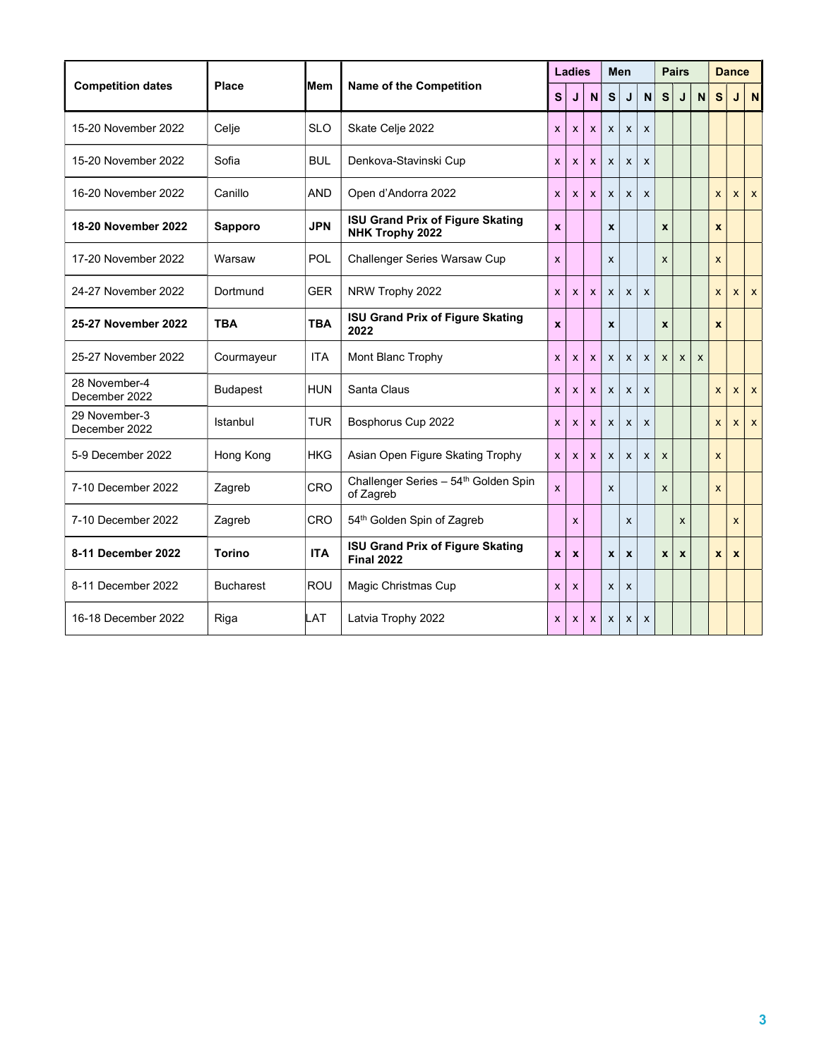| Competition dates | Place | Mem | Name of the Competition | Ladies | | | Men | | | Pairs | | | Dance | | |
|---|---|---|---|---|---|---|---|---|---|---|---|---|---|---|---|
| | | | | S | J | N | S | J | N | S | J | N | S | J | N |
| 15-20 November 2022 | Celje | SLO | Skate Celje 2022 | x | x | x | x | x | x | | | | | | |
| 15-20 November 2022 | Sofia | BUL | Denkova-Stavinski Cup | x | x | x | x | x | x | | | | | | |
| 16-20 November 2022 | Canillo | AND | Open d'Andorra 2022 | x | x | x | x | x | x | | | | x | x | x |
| **18-20 November 2022** | **Sapporo** | **JPN** | **ISU Grand Prix of Figure Skating NHK Trophy 2022** | **x** | | | **x** | | | **x** | | | **x** | | |
| 17-20 November 2022 | Warsaw | POL | Challenger Series Warsaw Cup | x | | | x | | | x | | | x | | |
| 24-27 November 2022 | Dortmund | GER | NRW Trophy 2022 | x | x | x | x | x | x | | | | x | x | x |
| **25-27 November 2022** | **TBA** | **TBA** | **ISU Grand Prix of Figure Skating 2022** | **x** | | | **x** | | | **x** | | | **x** | | |
| 25-27 November 2022 | Courmayeur | ITA | Mont Blanc Trophy | x | x | x | x | x | x | x | x | x | | | |
| 28 November-4 December 2022 | Budapest | HUN | Santa Claus | x | x | x | x | x | x | | | | x | x | x |
| 29 November-3 December 2022 | Istanbul | TUR | Bosphorus Cup 2022 | x | x | x | x | x | x | | | | x | x | x |
| 5-9 December 2022 | Hong Kong | HKG | Asian Open Figure Skating Trophy | x | x | x | x | x | x | x | | | x | | |
| 7-10 December 2022 | Zagreb | CRO | Challenger Series – 54th Golden Spin of Zagreb | x | | | x | | | x | | | x | | |
| 7-10 December 2022 | Zagreb | CRO | 54th Golden Spin of Zagreb | | x | | | x | | | x | | | x | |
| **8-11 December 2022** | **Torino** | **ITA** | **ISU Grand Prix of Figure Skating Final 2022** | **x** | **x** | | **x** | **x** | | **x** | **x** | | **x** | **x** | |
| 8-11 December 2022 | Bucharest | ROU | Magic Christmas Cup | x | x | | x | x | | | | | | | |
| 16-18 December 2022 | Riga | LAT | Latvia Trophy 2022 | x | x | x | x | x | x | | | | | | |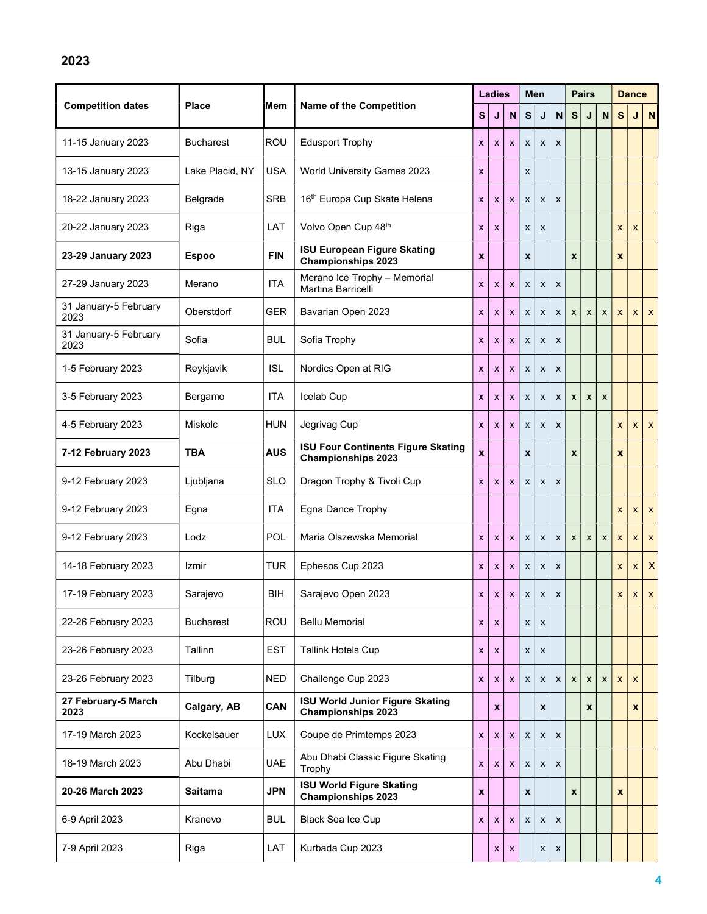## 2023

| Competition dates | Place | Mem | Name of the Competition | Ladies | | | Men | | | Pairs | | | Dance | | |
|---|---|---|---|---|---|---|---|---|---|---|---|---|---|---|---|
| | | | | S | J | N | S | J | N | S | J | N | S | J | N |
| 11-15 January 2023 | Bucharest | ROU | Edusport Trophy | x | x | x | x | x | x | | | | | | |
| 13-15 January 2023 | Lake Placid, NY | USA | World University Games 2023 | x | | | x | | | | | | | | |
| 18-22 January 2023 | Belgrade | SRB | 16th Europa Cup Skate Helena | x | x | x | x | x | x | | | | | | |
| 20-22 January 2023 | Riga | LAT | Volvo Open Cup 48th | x | x | | x | x | | | | | x | x | |
| **23-29 January 2023** | **Espoo** | **FIN** | **ISU European Figure Skating Championships 2023** | **x** | | | **x** | | | **x** | | | **x** | | |
| 27-29 January 2023 | Merano | ITA | Merano Ice Trophy – Memorial Martina Barricelli | x | x | x | x | x | x | | | | | | |
| 31 January-5 February 2023 | Oberstdorf | GER | Bavarian Open 2023 | x | x | x | x | x | x | x | x | x | x | x | x |
| 31 January-5 February 2023 | Sofia | BUL | Sofia Trophy | x | x | x | x | x | x | | | | | | |
| 1-5 February 2023 | Reykjavik | ISL | Nordics Open at RIG | x | x | x | x | x | x | | | | | | |
| 3-5 February 2023 | Bergamo | ITA | Icelab Cup | x | x | x | x | x | x | x | x | x | | | |
| 4-5 February 2023 | Miskolc | HUN | Jegrivag Cup | x | x | x | x | x | x | | | | x | x | x |
| **7-12 February 2023** | **TBA** | **AUS** | **ISU Four Continents Figure Skating Championships 2023** | **x** | | | **x** | | | **x** | | | **x** | | |
| 9-12 February 2023 | Ljubljana | SLO | Dragon Trophy & Tivoli Cup | x | x | x | x | x | x | | | | | | |
| 9-12 February 2023 | Egna | ITA | Egna Dance Trophy | | | | | | | | | | x | x | x |
| 9-12 February 2023 | Lodz | POL | Maria Olszewska Memorial | x | x | x | x | x | x | x | x | x | x | x | x |
| 14-18 February 2023 | Izmir | TUR | Ephesos Cup 2023 | x | x | x | x | x | x | | | | x | x | X |
| 17-19 February 2023 | Sarajevo | BIH | Sarajevo Open 2023 | x | x | x | x | x | x | | | | x | x | x |
| 22-26 February 2023 | Bucharest | ROU | Bellu Memorial | x | x | | x | x | | | | | | | |
| 23-26 February 2023 | Tallinn | EST | Tallink Hotels Cup | x | x | | x | x | | | | | | | |
| 23-26 February 2023 | Tilburg | NED | Challenge Cup 2023 | x | x | x | x | x | x | x | x | x | x | x | |
| **27 February-5 March 2023** | **Calgary, AB** | **CAN** | **ISU World Junior Figure Skating Championships 2023** | | **x** | | | **x** | | | **x** | | | **x** | |
| 17-19 March 2023 | Kockelsauer | LUX | Coupe de Primtemps 2023 | x | x | x | x | x | x | | | | | | |
| 18-19 March 2023 | Abu Dhabi | UAE | Abu Dhabi Classic Figure Skating Trophy | x | x | x | x | x | x | | | | | | |
| **20-26 March 2023** | **Saitama** | **JPN** | **ISU World Figure Skating Championships 2023** | **x** | | | **x** | | | **x** | | | **x** | | |
| 6-9 April 2023 | Kranevo | BUL | Black Sea Ice Cup | x | x | x | x | x | x | | | | | | |
| 7-9 April 2023 | Riga | LAT | Kurbada Cup 2023 | | x | x | | x | x | | | | | | |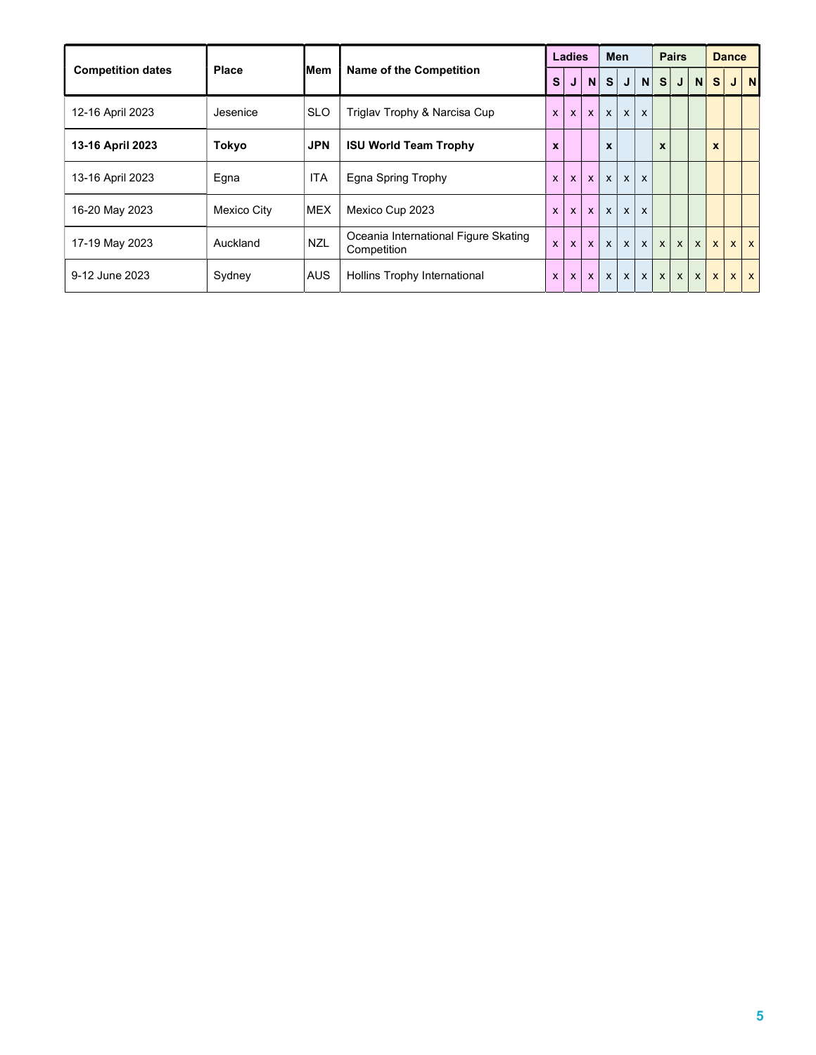| Competition dates | Place | Mem | Name of the Competition | Ladies | | | Men | | | Pairs | | | Dance | | |
|---|---|---|---|---|---|---|---|---|---|---|---|---|---|---|---|
| | | | | S | J | N | S | J | N | S | J | N | S | J | N |
| 12-16 April 2023 | Jesenice | SLO | Triglav Trophy & Narcisa Cup | x | x | x | x | x | x | | | | | | |
| **13-16 April 2023** | **Tokyo** | **JPN** | **ISU World Team Trophy** | **x** | | | **x** | | | **x** | | | **x** | | |
| 13-16 April 2023 | Egna | ITA | Egna Spring Trophy | x | x | x | x | x | x | | | | | | |
| 16-20 May 2023 | Mexico City | MEX | Mexico Cup 2023 | x | x | x | x | x | x | | | | | | |
| 17-19 May 2023 | Auckland | NZL | Oceania International Figure Skating Competition | x | x | x | x | x | x | x | x | x | x | x | x |
| 9-12 June 2023 | Sydney | AUS | Hollins Trophy International | x | x | x | x | x | x | x | x | x | x | x | x |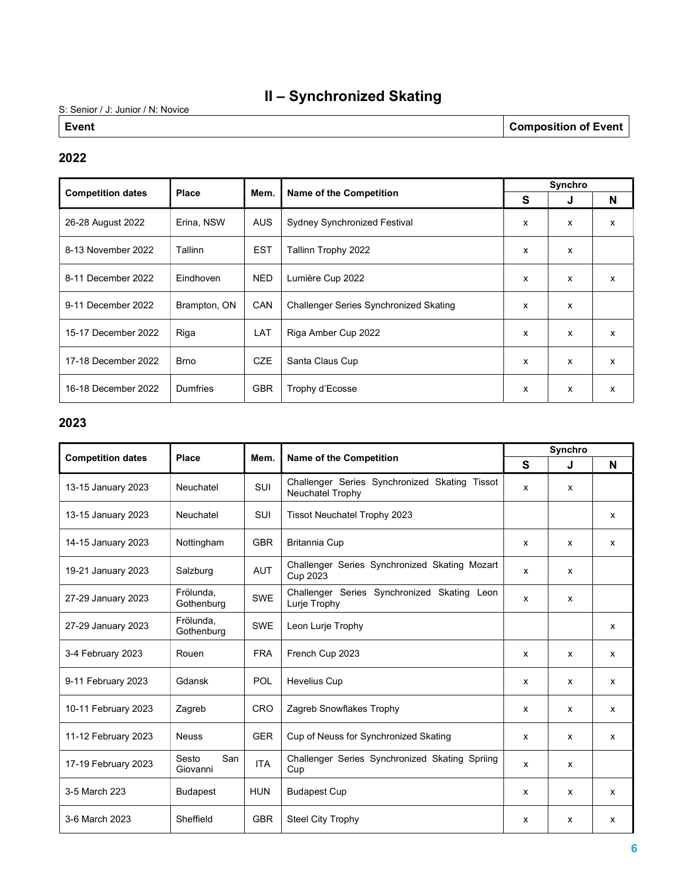# II – Synchronized Skating

S: Senior / J: Junior / N: Novice

| Event | Composition of Event |
|---|---|

## 2022

| Competition dates | Place | Mem. | Name of the Competition | Synchro | | |
|---|---|---|---|---|---|---|
| | | | | S | J | N |
| 26-28 August 2022 | Erina, NSW | AUS | Sydney Synchronized Festival | x | x | x |
| 8-13 November 2022 | Tallinn | EST | Tallinn Trophy 2022 | x | x | |
| 8-11 December 2022 | Eindhoven | NED | Lumière Cup 2022 | x | x | x |
| 9-11 December 2022 | Brampton, ON | CAN | Challenger Series Synchronized Skating | x | x | |
| 15-17 December 2022 | Riga | LAT | Riga Amber Cup 2022 | x | x | x |
| 17-18 December 2022 | Brno | CZE | Santa Claus Cup | x | x | x |
| 16-18 December 2022 | Dumfries | GBR | Trophy d'Ecosse | x | x | x |

## 2023

| Competition dates | Place | Mem. | Name of the Competition | Synchro | | |
|---|---|---|---|---|---|---|
| | | | | S | J | N |
| 13-15 January 2023 | Neuchatel | SUI | Challenger Series Synchronized Skating Tissot Neuchatel Trophy | x | x | |
| 13-15 January 2023 | Neuchatel | SUI | Tissot Neuchatel Trophy 2023 | | | x |
| 14-15 January 2023 | Nottingham | GBR | Britannia Cup | x | x | x |
| 19-21 January 2023 | Salzburg | AUT | Challenger Series Synchronized Skating Mozart Cup 2023 | x | x | |
| 27-29 January 2023 | Frölunda, Gothenburg | SWE | Challenger Series Synchronized Skating Leon Lurje Trophy | x | x | |
| 27-29 January 2023 | Frölunda, Gothenburg | SWE | Leon Lurje Trophy | | | x |
| 3-4 February 2023 | Rouen | FRA | French Cup 2023 | x | x | x |
| 9-11 February 2023 | Gdansk | POL | Hevelius Cup | x | x | x |
| 10-11 February 2023 | Zagreb | CRO | Zagreb Snowflakes Trophy | x | x | x |
| 11-12 February 2023 | Neuss | GER | Cup of Neuss for Synchronized Skating | x | x | x |
| 17-19 February 2023 | Sesto San Giovanni | ITA | Challenger Series Synchronized Skating Spriing Cup | x | x | |
| 3-5 March 223 | Budapest | HUN | Budapest Cup | x | x | x |
| 3-6 March 2023 | Sheffield | GBR | Steel City Trophy | x | x | x |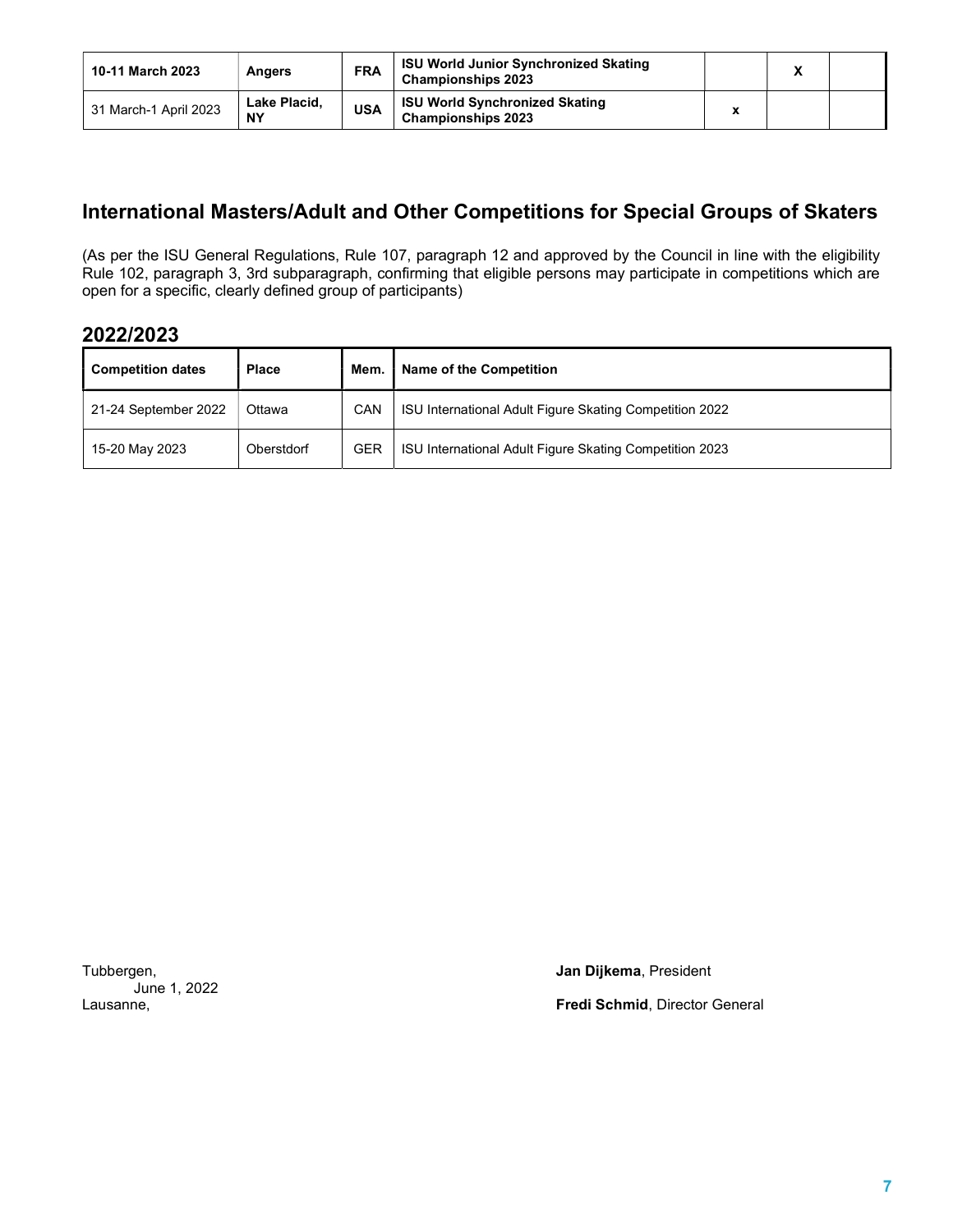| | | | | | | |
|---|---|---|---|---|---|---|
| **10-11 March 2023** | **Angers** | **FRA** | **ISU World Junior Synchronized Skating Championships 2023** | | **X** | |
| 31 March-1 April 2023 | **Lake Placid, NY** | **USA** | **ISU World Synchronized Skating Championships 2023** | **x** | | |

## International Masters/Adult and Other Competitions for Special Groups of Skaters

(As per the ISU General Regulations, Rule 107, paragraph 12 and approved by the Council in line with the eligibility Rule 102, paragraph 3, 3rd subparagraph, confirming that eligible persons may participate in competitions which are open for a specific, clearly defined group of participants)

## 2022/2023

| Competition dates | Place | Mem. | Name of the Competition |
|---|---|---|---|
| 21-24 September 2022 | Ottawa | CAN | ISU International Adult Figure Skating Competition 2022 |
| 15-20 May 2023 | Oberstdorf | GER | ISU International Adult Figure Skating Competition 2023 |

Tubbergen,
June 1, 2022
Lausanne,

**Jan Dijkema**, President

**Fredi Schmid**, Director General